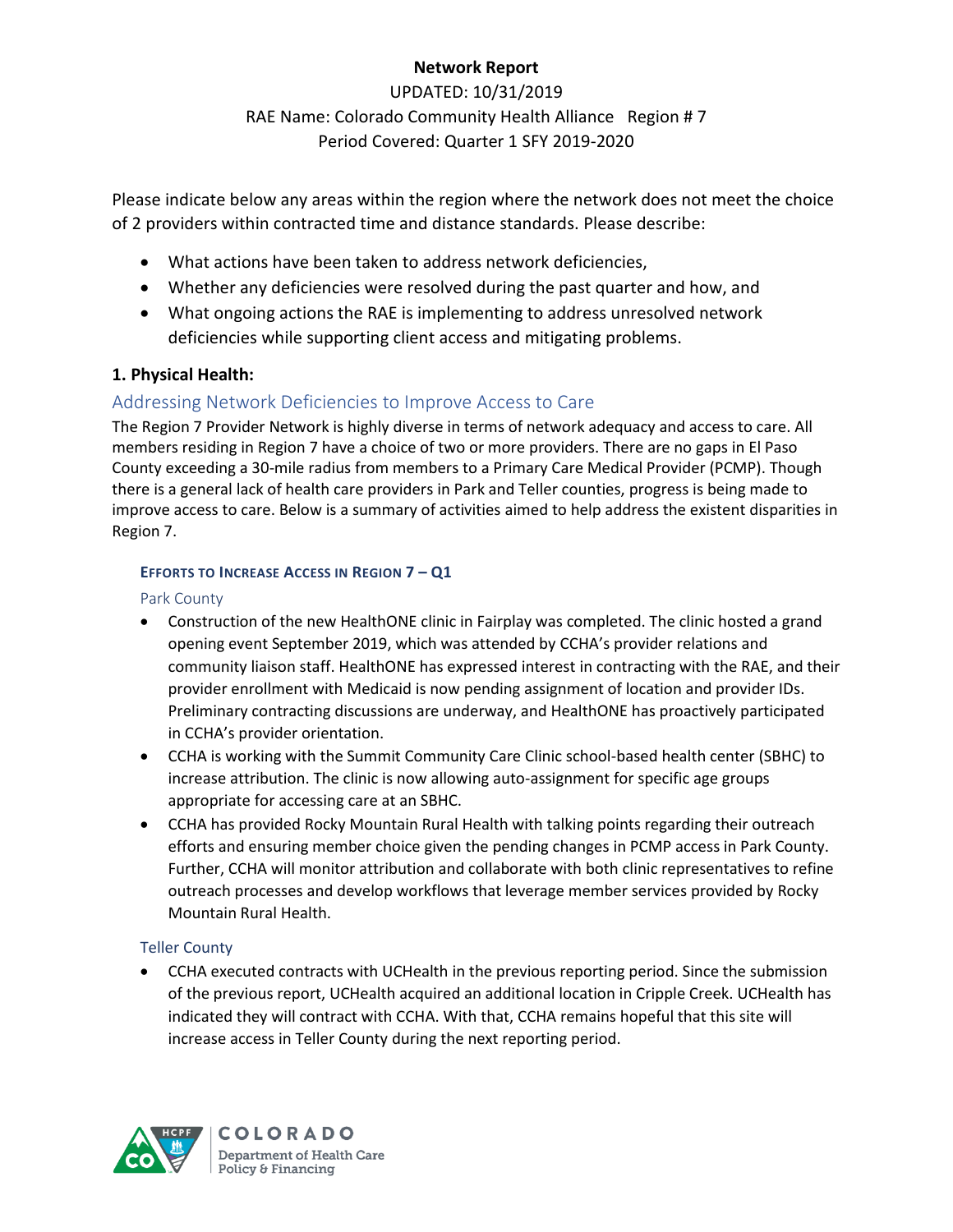**Network Report**

UPDATED: 10/31/2019

RAE Name: Colorado Community Health Alliance Region # 7

Period Covered: Quarter 1 SFY 2019-2020

Please indicate below any areas within the region where the network does not meet the choice of 2 providers within contracted time and distance standards. Please describe:

- What actions have been taken to address network deficiencies,
- Whether any deficiencies were resolved during the past quarter and how, and
- What ongoing actions the RAE is implementing to address unresolved network deficiencies while supporting client access and mitigating problems.

### 1. Physical Health:

## Addressing Network Deficiencies to Improve Access to Care

The Region 7 Provider Network is highly diverse in terms of network adequacy and access to care. All members residing in Region 7 have a choice of two or more providers. There are no gaps in El Paso County exceeding a 30-mile radius from members to a Primary Care Medical Provider (PCMP). Though there is a general lack of health care providers in Park and Teller counties, progress is being made to improve access to care. Below is a summary of activities aimed to help address the existent disparities in Region 7.

#### Efforts to Increase Access in Region 7 – Q1

##### Park County

- Construction of the new HealthONE clinic in Fairplay was completed. The clinic hosted a grand opening event September 2019, which was attended by CCHA's provider relations and community liaison staff. HealthONE has expressed interest in contracting with the RAE, and their provider enrollment with Medicaid is now pending assignment of location and provider IDs. Preliminary contracting discussions are underway, and HealthONE has proactively participated in CCHA's provider orientation.
- CCHA is working with the Summit Community Care Clinic school-based health center (SBHC) to increase attribution. The clinic is now allowing auto-assignment for specific age groups appropriate for accessing care at an SBHC.
- CCHA has provided Rocky Mountain Rural Health with talking points regarding their outreach efforts and ensuring member choice given the pending changes in PCMP access in Park County. Further, CCHA will monitor attribution and collaborate with both clinic representatives to refine outreach processes and develop workflows that leverage member services provided by Rocky Mountain Rural Health.

##### Teller County

- CCHA executed contracts with UCHealth in the previous reporting period. Since the submission of the previous report, UCHealth acquired an additional location in Cripple Creek. UCHealth has indicated they will contract with CCHA. With that, CCHA remains hopeful that this site will increase access in Teller County during the next reporting period.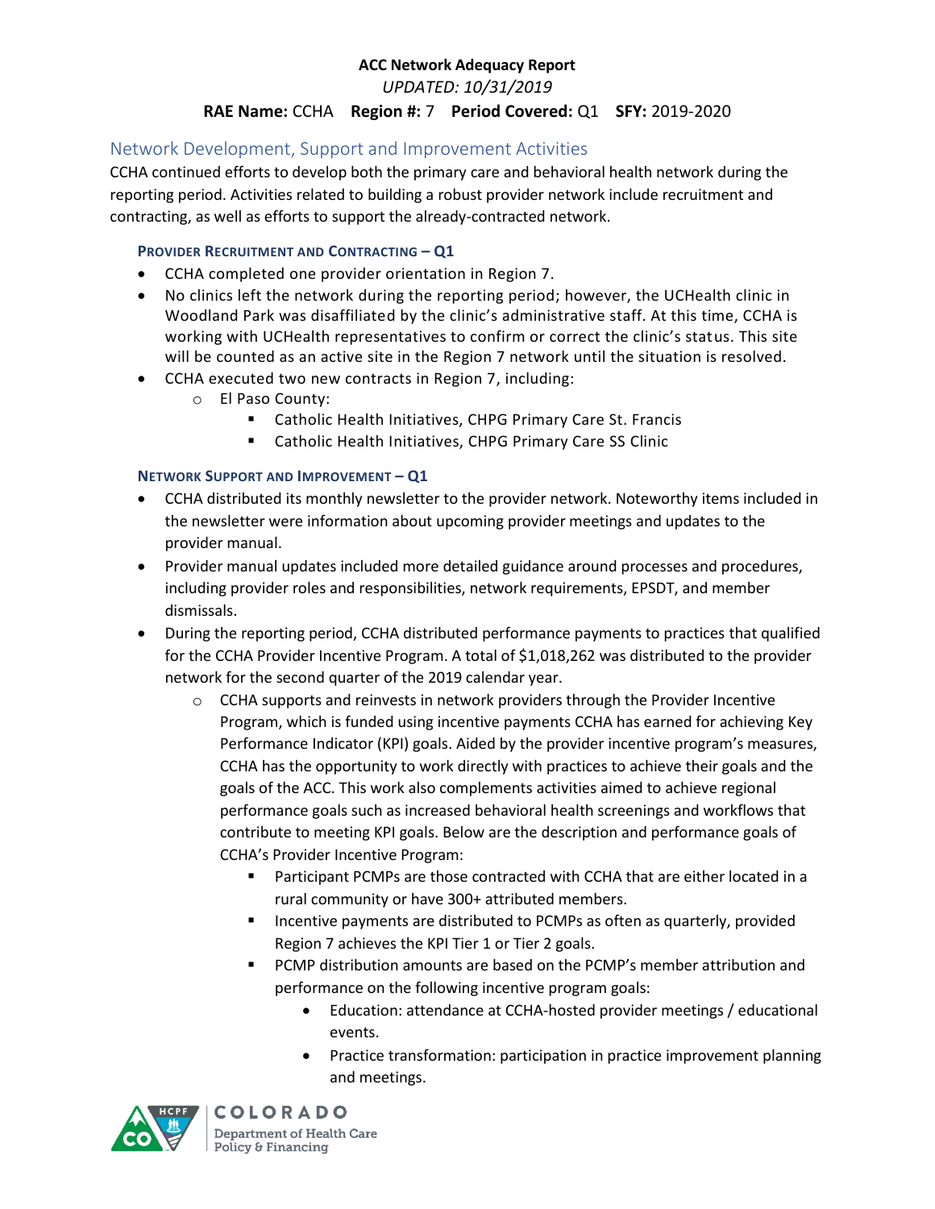**ACC Network Adequacy Report**

*UPDATED: 10/31/2019*

**RAE Name:** CCHA **Region #:** 7 **Period Covered:** Q1 **SFY:** 2019-2020

## Network Development, Support and Improvement Activities

CCHA continued efforts to develop both the primary care and behavioral health network during the reporting period. Activities related to building a robust provider network include recruitment and contracting, as well as efforts to support the already-contracted network.

### Provider Recruitment and Contracting – Q1

- CCHA completed one provider orientation in Region 7.
- No clinics left the network during the reporting period; however, the UCHealth clinic in Woodland Park was disaffiliated by the clinic's administrative staff. At this time, CCHA is working with UCHealth representatives to confirm or correct the clinic's status. This site will be counted as an active site in the Region 7 network until the situation is resolved.
- CCHA executed two new contracts in Region 7, including:
  - El Paso County:
    - Catholic Health Initiatives, CHPG Primary Care St. Francis
    - Catholic Health Initiatives, CHPG Primary Care SS Clinic

### Network Support and Improvement – Q1

- CCHA distributed its monthly newsletter to the provider network. Noteworthy items included in the newsletter were information about upcoming provider meetings and updates to the provider manual.
- Provider manual updates included more detailed guidance around processes and procedures, including provider roles and responsibilities, network requirements, EPSDT, and member dismissals.
- During the reporting period, CCHA distributed performance payments to practices that qualified for the CCHA Provider Incentive Program. A total of $1,018,262 was distributed to the provider network for the second quarter of the 2019 calendar year.
  - CCHA supports and reinvests in network providers through the Provider Incentive Program, which is funded using incentive payments CCHA has earned for achieving Key Performance Indicator (KPI) goals. Aided by the provider incentive program's measures, CCHA has the opportunity to work directly with practices to achieve their goals and the goals of the ACC. This work also complements activities aimed to achieve regional performance goals such as increased behavioral health screenings and workflows that contribute to meeting KPI goals. Below are the description and performance goals of CCHA's Provider Incentive Program:
    - Participant PCMPs are those contracted with CCHA that are either located in a rural community or have 300+ attributed members.
    - Incentive payments are distributed to PCMPs as often as quarterly, provided Region 7 achieves the KPI Tier 1 or Tier 2 goals.
    - PCMP distribution amounts are based on the PCMP's member attribution and performance on the following incentive program goals:
      - Education: attendance at CCHA-hosted provider meetings / educational events.
      - Practice transformation: participation in practice improvement planning and meetings.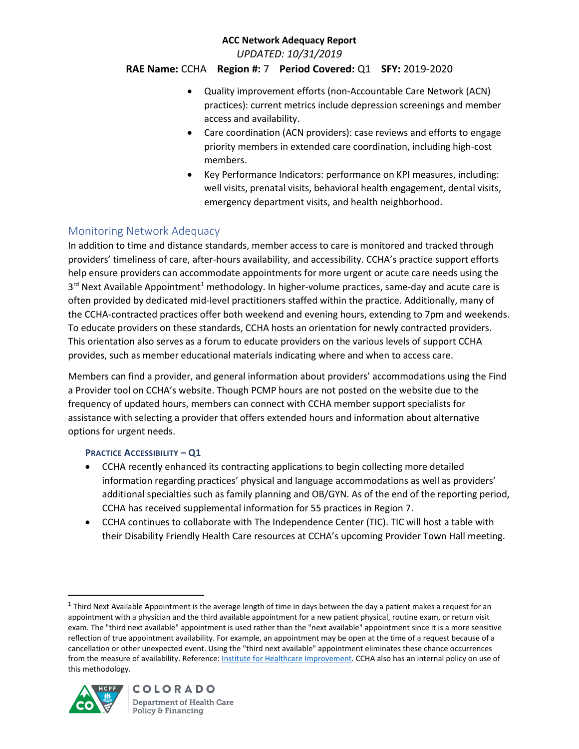- Quality improvement efforts (non-Accountable Care Network (ACN) practices): current metrics include depression screenings and member access and availability.
- Care coordination (ACN providers): case reviews and efforts to engage priority members in extended care coordination, including high-cost members.
- Key Performance Indicators: performance on KPI measures, including: well visits, prenatal visits, behavioral health engagement, dental visits, emergency department visits, and health neighborhood.

## Monitoring Network Adequacy

In addition to time and distance standards, member access to care is monitored and tracked through providers' timeliness of care, after-hours availability, and accessibility. CCHA's practice support efforts help ensure providers can accommodate appointments for more urgent or acute care needs using the 3rd Next Available Appointment[1] methodology. In higher-volume practices, same-day and acute care is often provided by dedicated mid-level practitioners staffed within the practice. Additionally, many of the CCHA-contracted practices offer both weekend and evening hours, extending to 7pm and weekends. To educate providers on these standards, CCHA hosts an orientation for newly contracted providers. This orientation also serves as a forum to educate providers on the various levels of support CCHA provides, such as member educational materials indicating where and when to access care.

Members can find a provider, and general information about providers' accommodations using the Find a Provider tool on CCHA's website. Though PCMP hours are not posted on the website due to the frequency of updated hours, members can connect with CCHA member support specialists for assistance with selecting a provider that offers extended hours and information about alternative options for urgent needs.

### Practice Accessibility – Q1

- CCHA recently enhanced its contracting applications to begin collecting more detailed information regarding practices' physical and language accommodations as well as providers' additional specialties such as family planning and OB/GYN. As of the end of the reporting period, CCHA has received supplemental information for 55 practices in Region 7.
- CCHA continues to collaborate with The Independence Center (TIC). TIC will host a table with their Disability Friendly Health Care resources at CCHA's upcoming Provider Town Hall meeting.

---

[1] Third Next Available Appointment is the average length of time in days between the day a patient makes a request for an appointment with a physician and the third available appointment for a new patient physical, routine exam, or return visit exam. The "third next available" appointment is used rather than the "next available" appointment since it is a more sensitive reflection of true appointment availability. For example, an appointment may be open at the time of a request because of a cancellation or other unexpected event. Using the "third next available" appointment eliminates these chance occurrences from the measure of availability. Reference: Institute for Healthcare Improvement. CCHA also has an internal policy on use of this methodology.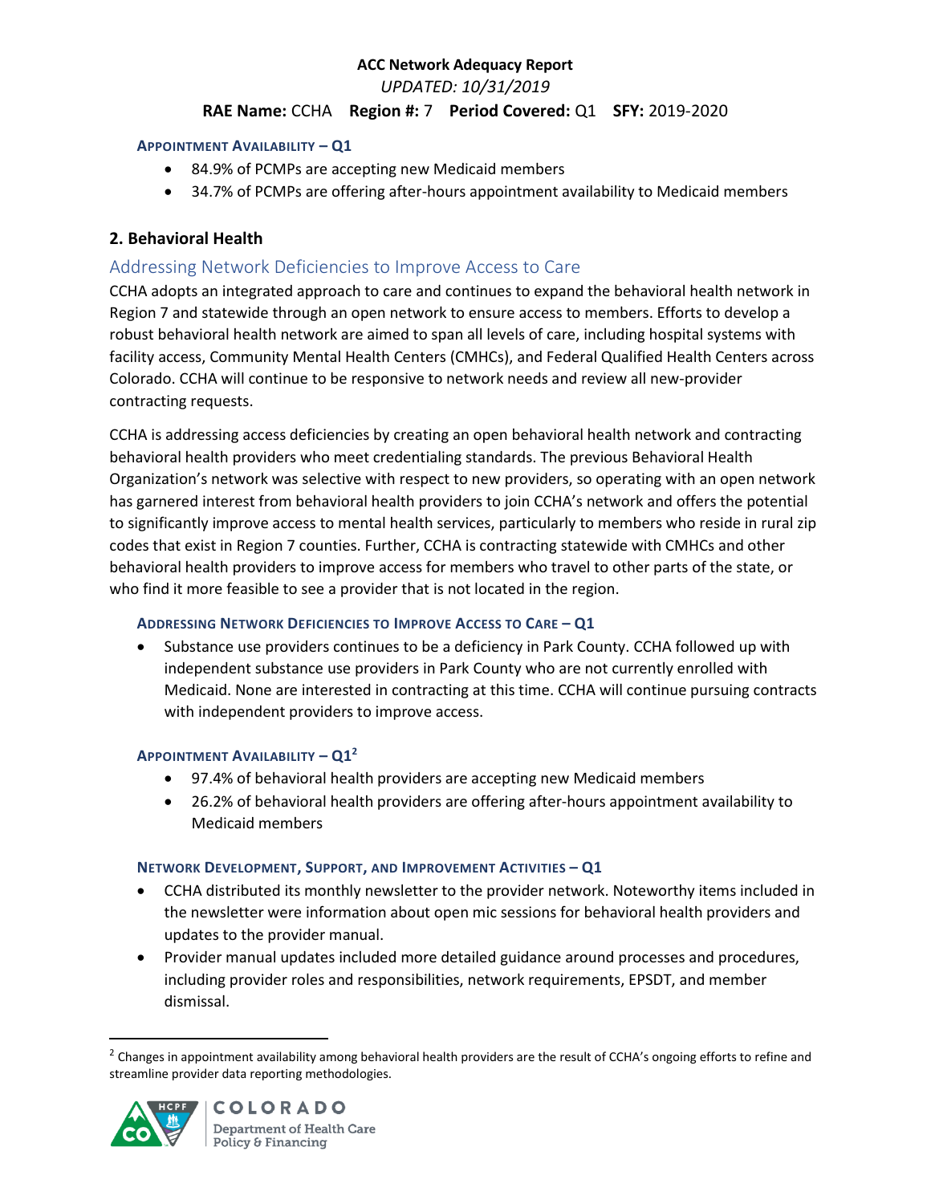#### Appointment Availability – Q1

- 84.9% of PCMPs are accepting new Medicaid members
- 34.7% of PCMPs are offering after-hours appointment availability to Medicaid members

## 2. Behavioral Health

### Addressing Network Deficiencies to Improve Access to Care

CCHA adopts an integrated approach to care and continues to expand the behavioral health network in Region 7 and statewide through an open network to ensure access to members. Efforts to develop a robust behavioral health network are aimed to span all levels of care, including hospital systems with facility access, Community Mental Health Centers (CMHCs), and Federal Qualified Health Centers across Colorado. CCHA will continue to be responsive to network needs and review all new-provider contracting requests.

CCHA is addressing access deficiencies by creating an open behavioral health network and contracting behavioral health providers who meet credentialing standards. The previous Behavioral Health Organization's network was selective with respect to new providers, so operating with an open network has garnered interest from behavioral health providers to join CCHA's network and offers the potential to significantly improve access to mental health services, particularly to members who reside in rural zip codes that exist in Region 7 counties. Further, CCHA is contracting statewide with CMHCs and other behavioral health providers to improve access for members who travel to other parts of the state, or who find it more feasible to see a provider that is not located in the region.

#### Addressing Network Deficiencies to Improve Access to Care – Q1

- Substance use providers continues to be a deficiency in Park County. CCHA followed up with independent substance use providers in Park County who are not currently enrolled with Medicaid. None are interested in contracting at this time. CCHA will continue pursuing contracts with independent providers to improve access.

#### Appointment Availability – Q1[2]

- 97.4% of behavioral health providers are accepting new Medicaid members
- 26.2% of behavioral health providers are offering after-hours appointment availability to Medicaid members

#### Network Development, Support, and Improvement Activities – Q1

- CCHA distributed its monthly newsletter to the provider network. Noteworthy items included in the newsletter were information about open mic sessions for behavioral health providers and updates to the provider manual.
- Provider manual updates included more detailed guidance around processes and procedures, including provider roles and responsibilities, network requirements, EPSDT, and member dismissal.

[2] Changes in appointment availability among behavioral health providers are the result of CCHA's ongoing efforts to refine and streamline provider data reporting methodologies.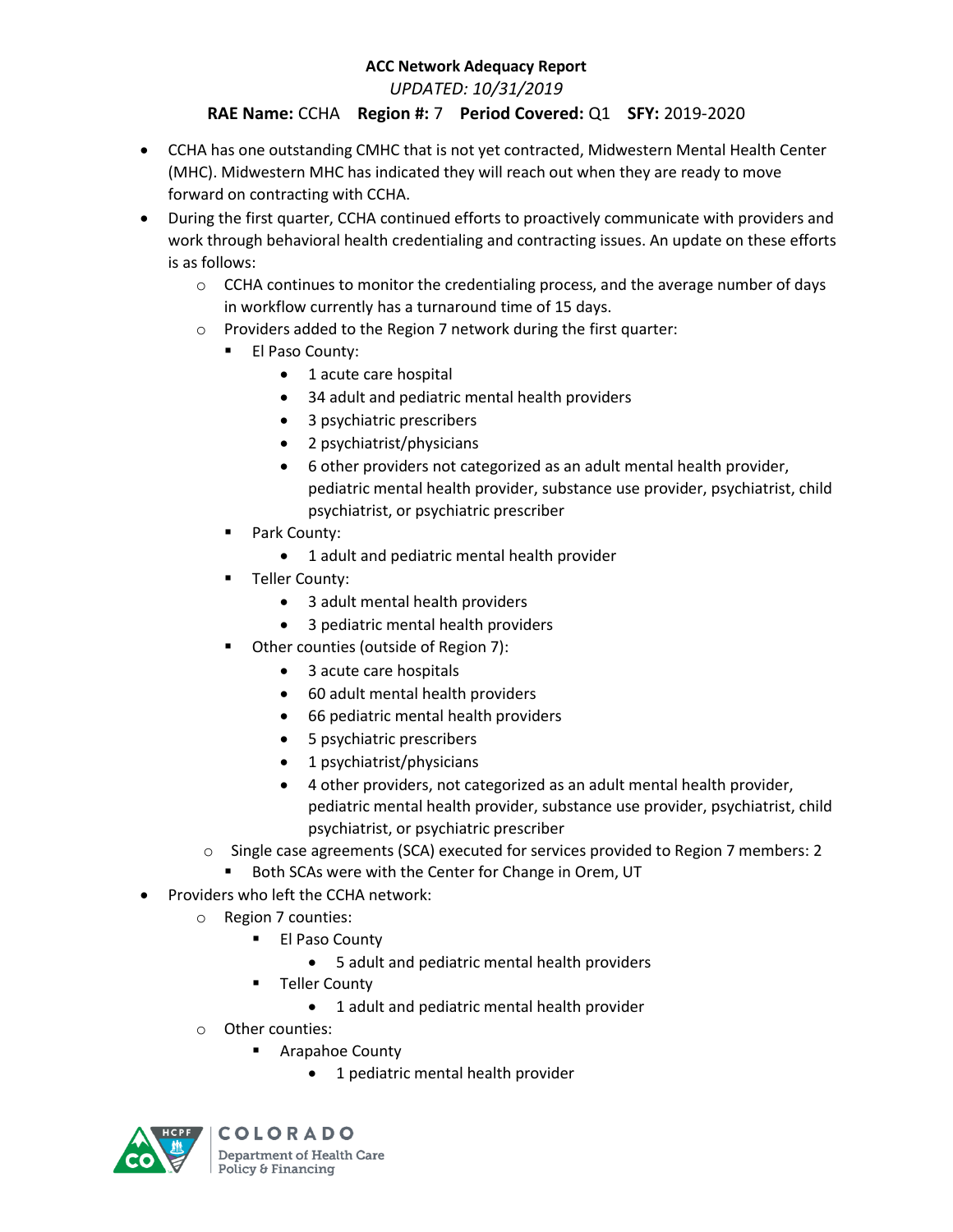**ACC Network Adequacy Report**

*UPDATED: 10/31/2019*

**RAE Name:** CCHA **Region #:** 7 **Period Covered:** Q1 **SFY:** 2019-2020

- CCHA has one outstanding CMHC that is not yet contracted, Midwestern Mental Health Center (MHC). Midwestern MHC has indicated they will reach out when they are ready to move forward on contracting with CCHA.
- During the first quarter, CCHA continued efforts to proactively communicate with providers and work through behavioral health credentialing and contracting issues. An update on these efforts is as follows:
    - CCHA continues to monitor the credentialing process, and the average number of days in workflow currently has a turnaround time of 15 days.
    - Providers added to the Region 7 network during the first quarter:
        - El Paso County:
            - 1 acute care hospital
            - 34 adult and pediatric mental health providers
            - 3 psychiatric prescribers
            - 2 psychiatrist/physicians
            - 6 other providers not categorized as an adult mental health provider, pediatric mental health provider, substance use provider, psychiatrist, child psychiatrist, or psychiatric prescriber
        - Park County:
            - 1 adult and pediatric mental health provider
        - Teller County:
            - 3 adult mental health providers
            - 3 pediatric mental health providers
        - Other counties (outside of Region 7):
            - 3 acute care hospitals
            - 60 adult mental health providers
            - 66 pediatric mental health providers
            - 5 psychiatric prescribers
            - 1 psychiatrist/physicians
            - 4 other providers, not categorized as an adult mental health provider, pediatric mental health provider, substance use provider, psychiatrist, child psychiatrist, or psychiatric prescriber
    - Single case agreements (SCA) executed for services provided to Region 7 members: 2
        - Both SCAs were with the Center for Change in Orem, UT
- Providers who left the CCHA network:
    - Region 7 counties:
        - El Paso County
            - 5 adult and pediatric mental health providers
        - Teller County
            - 1 adult and pediatric mental health provider
    - Other counties:
        - Arapahoe County
            - 1 pediatric mental health provider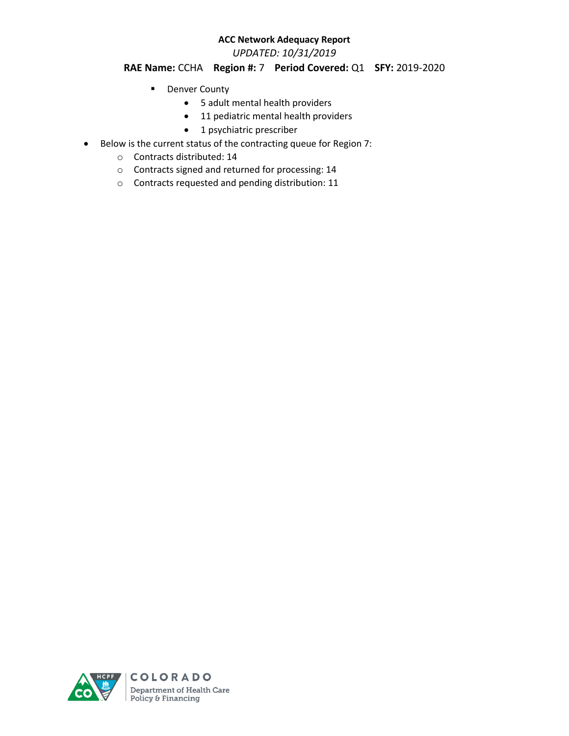- Denver County
  - 5 adult mental health providers
  - 11 pediatric mental health providers
  - 1 psychiatric prescriber

- Below is the current status of the contracting queue for Region 7:
  - Contracts distributed: 14
  - Contracts signed and returned for processing: 14
  - Contracts requested and pending distribution: 11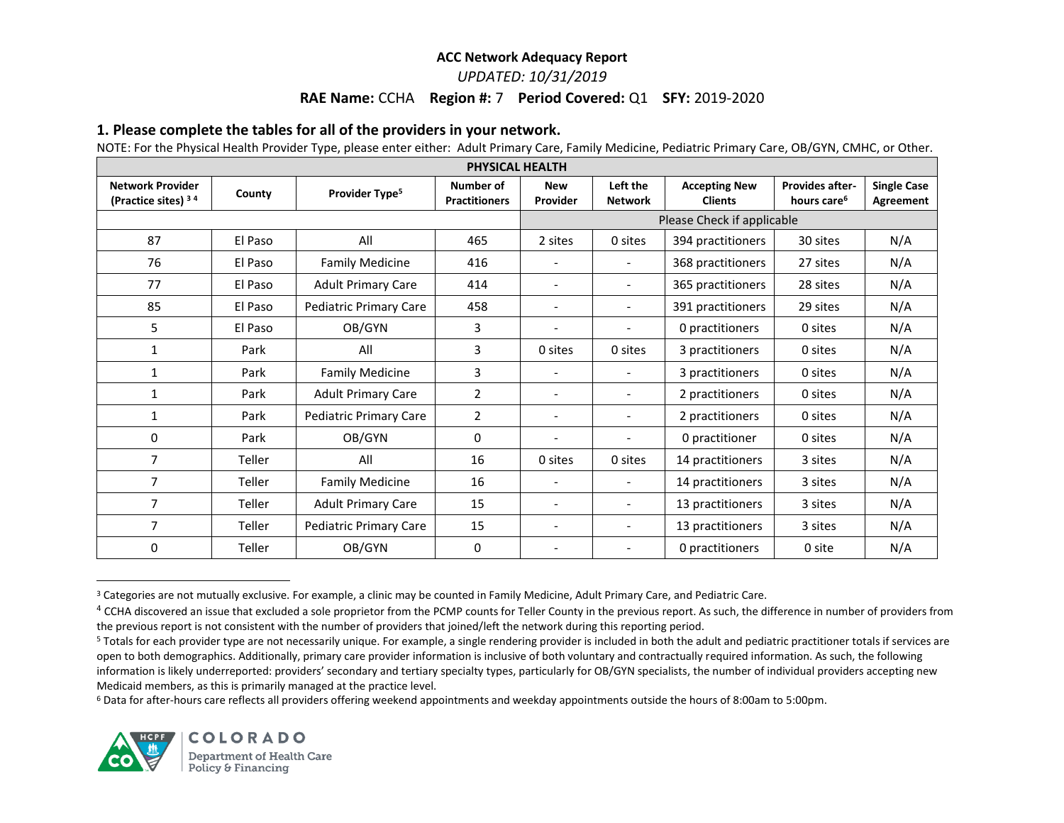**ACC Network Adequacy Report**

*UPDATED: 10/31/2019*

**RAE Name:** CCHA **Region #:** 7 **Period Covered:** Q1 **SFY:** 2019-2020

### 1. Please complete the tables for all of the providers in your network.

NOTE: For the Physical Health Provider Type, please enter either: Adult Primary Care, Family Medicine, Pediatric Primary Care, OB/GYN, CMHC, or Other.

| PHYSICAL HEALTH | | | | | | | | |
|---|---|---|---|---|---|---|---|---|
| **Network Provider (Practice sites)** [3] [4] | **County** | **Provider Type**[5] | **Number of Practitioners** | **New Provider** | **Left the Network** | **Accepting New Clients** | **Provides after-hours care**[6] | **Single Case Agreement** |
| | | | | Please Check if applicable | | | | |
| 87 | El Paso | All | 465 | 2 sites | 0 sites | 394 practitioners | 30 sites | N/A |
| 76 | El Paso | Family Medicine | 416 | - | - | 368 practitioners | 27 sites | N/A |
| 77 | El Paso | Adult Primary Care | 414 | - | - | 365 practitioners | 28 sites | N/A |
| 85 | El Paso | Pediatric Primary Care | 458 | - | - | 391 practitioners | 29 sites | N/A |
| 5 | El Paso | OB/GYN | 3 | - | - | 0 practitioners | 0 sites | N/A |
| 1 | Park | All | 3 | 0 sites | 0 sites | 3 practitioners | 0 sites | N/A |
| 1 | Park | Family Medicine | 3 | - | - | 3 practitioners | 0 sites | N/A |
| 1 | Park | Adult Primary Care | 2 | - | - | 2 practitioners | 0 sites | N/A |
| 1 | Park | Pediatric Primary Care | 2 | - | - | 2 practitioners | 0 sites | N/A |
| 0 | Park | OB/GYN | 0 | - | - | 0 practitioner | 0 sites | N/A |
| 7 | Teller | All | 16 | 0 sites | 0 sites | 14 practitioners | 3 sites | N/A |
| 7 | Teller | Family Medicine | 16 | - | - | 14 practitioners | 3 sites | N/A |
| 7 | Teller | Adult Primary Care | 15 | - | - | 13 practitioners | 3 sites | N/A |
| 7 | Teller | Pediatric Primary Care | 15 | - | - | 13 practitioners | 3 sites | N/A |
| 0 | Teller | OB/GYN | 0 | - | - | 0 practitioners | 0 site | N/A |

[3] Categories are not mutually exclusive. For example, a clinic may be counted in Family Medicine, Adult Primary Care, and Pediatric Care.

[4] CCHA discovered an issue that excluded a sole proprietor from the PCMP counts for Teller County in the previous report. As such, the difference in number of providers from the previous report is not consistent with the number of providers that joined/left the network during this reporting period.

[5] Totals for each provider type are not necessarily unique. For example, a single rendering provider is included in both the adult and pediatric practitioner totals if services are open to both demographics. Additionally, primary care provider information is inclusive of both voluntary and contractually required information. As such, the following information is likely underreported: providers' secondary and tertiary specialty types, particularly for OB/GYN specialists, the number of individual providers accepting new Medicaid members, as this is primarily managed at the practice level.

[6] Data for after-hours care reflects all providers offering weekend appointments and weekday appointments outside the hours of 8:00am to 5:00pm.

COLORADO Department of Health Care Policy & Financing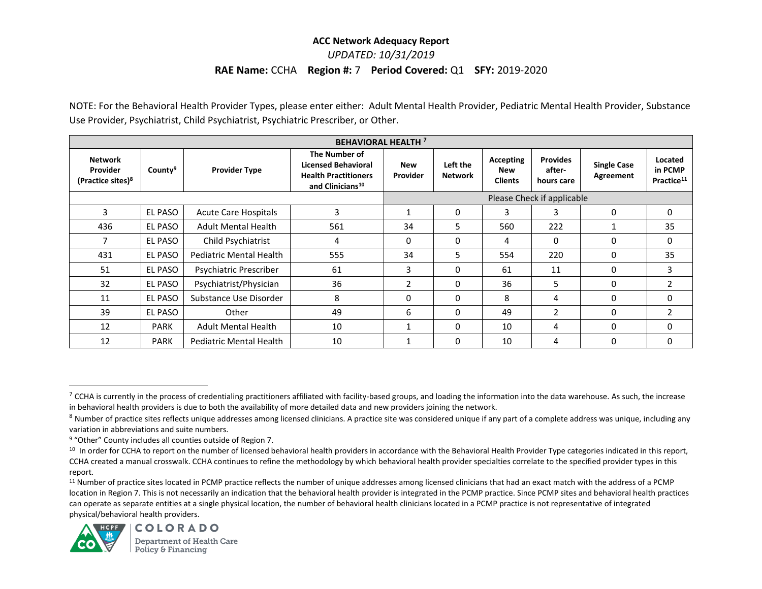**ACC Network Adequacy Report**

*UPDATED: 10/31/2019*

**RAE Name:** CCHA **Region #:** 7 **Period Covered:** Q1 **SFY:** 2019-2020

NOTE: For the Behavioral Health Provider Types, please enter either: Adult Mental Health Provider, Pediatric Mental Health Provider, Substance Use Provider, Psychiatrist, Child Psychiatrist, Psychiatric Prescriber, or Other.

| **BEHAVIORAL HEALTH [7]** | | | | | | | | | |
|---|---|---|---|---|---|---|---|---|---|
| **Network Provider (Practice sites)[8]** | **County[9]** | **Provider Type** | **The Number of Licensed Behavioral Health Practitioners and Clinicians[10]** | **New Provider** | **Left the Network** | **Accepting New Clients** | **Provides after-hours care** | **Single Case Agreement** | **Located in PCMP Practice[11]** |
| | | | | Please Check if applicable | | | | | |
| 3 | EL PASO | Acute Care Hospitals | 3 | 1 | 0 | 3 | 3 | 0 | 0 |
| 436 | EL PASO | Adult Mental Health | 561 | 34 | 5 | 560 | 222 | 1 | 35 |
| 7 | EL PASO | Child Psychiatrist | 4 | 0 | 0 | 4 | 0 | 0 | 0 |
| 431 | EL PASO | Pediatric Mental Health | 555 | 34 | 5 | 554 | 220 | 0 | 35 |
| 51 | EL PASO | Psychiatric Prescriber | 61 | 3 | 0 | 61 | 11 | 0 | 3 |
| 32 | EL PASO | Psychiatrist/Physician | 36 | 2 | 0 | 36 | 5 | 0 | 2 |
| 11 | EL PASO | Substance Use Disorder | 8 | 0 | 0 | 8 | 4 | 0 | 0 |
| 39 | EL PASO | Other | 49 | 6 | 0 | 49 | 2 | 0 | 2 |
| 12 | PARK | Adult Mental Health | 10 | 1 | 0 | 10 | 4 | 0 | 0 |
| 12 | PARK | Pediatric Mental Health | 10 | 1 | 0 | 10 | 4 | 0 | 0 |

[7] CCHA is currently in the process of credentialing practitioners affiliated with facility-based groups, and loading the information into the data warehouse. As such, the increase in behavioral health providers is due to both the availability of more detailed data and new providers joining the network.

[8] Number of practice sites reflects unique addresses among licensed clinicians. A practice site was considered unique if any part of a complete address was unique, including any variation in abbreviations and suite numbers.

[9] "Other" County includes all counties outside of Region 7.

[10] In order for CCHA to report on the number of licensed behavioral health providers in accordance with the Behavioral Health Provider Type categories indicated in this report, CCHA created a manual crosswalk. CCHA continues to refine the methodology by which behavioral health provider specialties correlate to the specified provider types in this report.

[11] Number of practice sites located in PCMP practice reflects the number of unique addresses among licensed clinicians that had an exact match with the address of a PCMP location in Region 7. This is not necessarily an indication that the behavioral health provider is integrated in the PCMP practice. Since PCMP sites and behavioral health practices can operate as separate entities at a single physical location, the number of behavioral health clinicians located in a PCMP practice is not representative of integrated physical/behavioral health providers.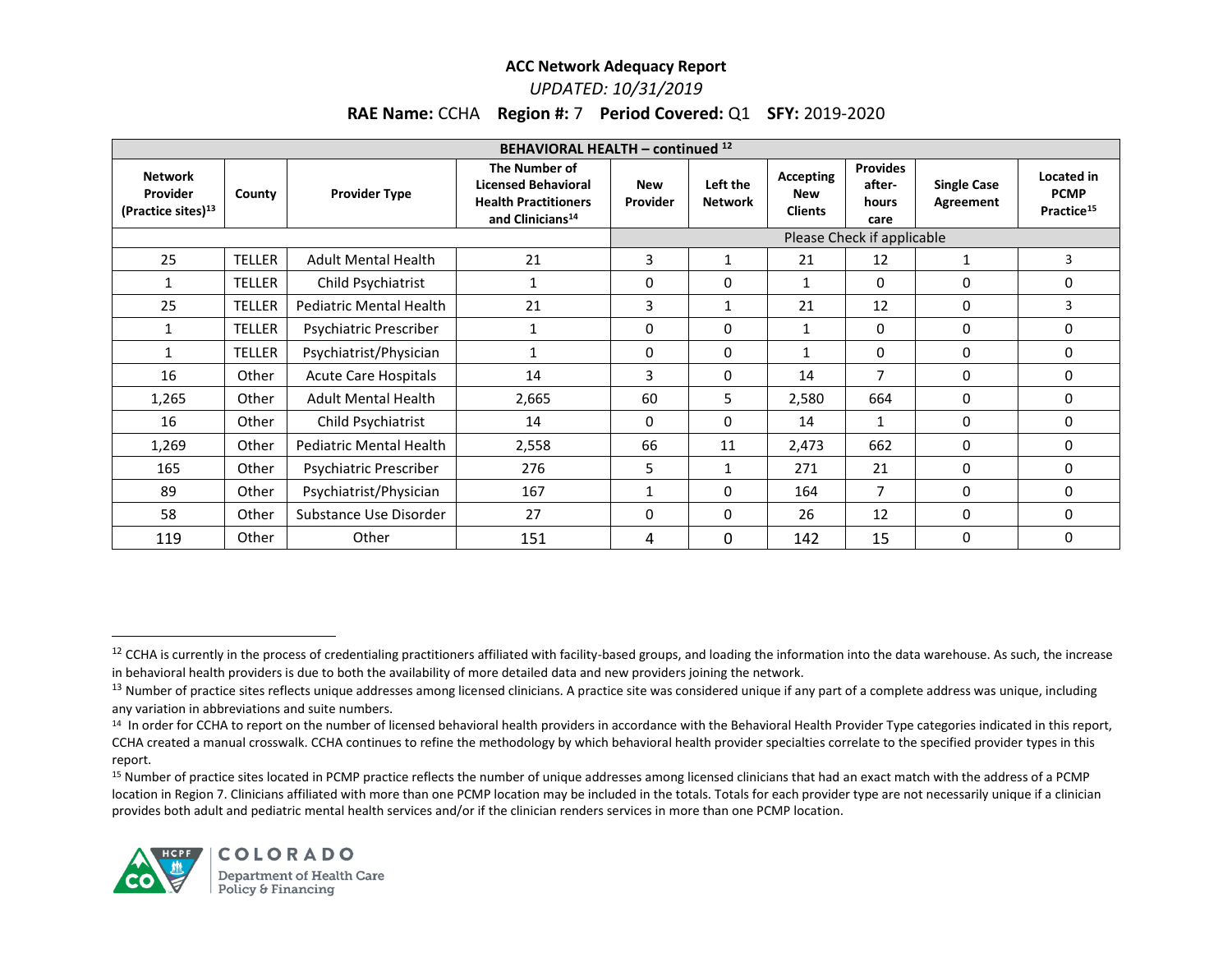**ACC Network Adequacy Report**

*UPDATED: 10/31/2019*

**RAE Name:** CCHA **Region #:** 7 **Period Covered:** Q1 **SFY:** 2019-2020

| BEHAVIORAL HEALTH – continued [12] | | | | | | | | | |
|---|---|---|---|---|---|---|---|---|---|
| **Network Provider (Practice sites)[13]** | **County** | **Provider Type** | **The Number of Licensed Behavioral Health Practitioners and Clinicians[14]** | **New Provider** | **Left the Network** | **Accepting New Clients** | **Provides after-hours care** | **Single Case Agreement** | **Located in PCMP Practice[15]** |
| | | | | Please Check if applicable | | | | | |
| 25 | TELLER | Adult Mental Health | 21 | 3 | 1 | 21 | 12 | 1 | 3 |
| 1 | TELLER | Child Psychiatrist | 1 | 0 | 0 | 1 | 0 | 0 | 0 |
| 25 | TELLER | Pediatric Mental Health | 21 | 3 | 1 | 21 | 12 | 0 | 3 |
| 1 | TELLER | Psychiatric Prescriber | 1 | 0 | 0 | 1 | 0 | 0 | 0 |
| 1 | TELLER | Psychiatrist/Physician | 1 | 0 | 0 | 1 | 0 | 0 | 0 |
| 16 | Other | Acute Care Hospitals | 14 | 3 | 0 | 14 | 7 | 0 | 0 |
| 1,265 | Other | Adult Mental Health | 2,665 | 60 | 5 | 2,580 | 664 | 0 | 0 |
| 16 | Other | Child Psychiatrist | 14 | 0 | 0 | 14 | 1 | 0 | 0 |
| 1,269 | Other | Pediatric Mental Health | 2,558 | 66 | 11 | 2,473 | 662 | 0 | 0 |
| 165 | Other | Psychiatric Prescriber | 276 | 5 | 1 | 271 | 21 | 0 | 0 |
| 89 | Other | Psychiatrist/Physician | 167 | 1 | 0 | 164 | 7 | 0 | 0 |
| 58 | Other | Substance Use Disorder | 27 | 0 | 0 | 26 | 12 | 0 | 0 |
| 119 | Other | Other | 151 | 4 | 0 | 142 | 15 | 0 | 0 |

[12] CCHA is currently in the process of credentialing practitioners affiliated with facility-based groups, and loading the information into the data warehouse. As such, the increase in behavioral health providers is due to both the availability of more detailed data and new providers joining the network.

[13] Number of practice sites reflects unique addresses among licensed clinicians. A practice site was considered unique if any part of a complete address was unique, including any variation in abbreviations and suite numbers.

[14] In order for CCHA to report on the number of licensed behavioral health providers in accordance with the Behavioral Health Provider Type categories indicated in this report, CCHA created a manual crosswalk. CCHA continues to refine the methodology by which behavioral health provider specialties correlate to the specified provider types in this report.

[15] Number of practice sites located in PCMP practice reflects the number of unique addresses among licensed clinicians that had an exact match with the address of a PCMP location in Region 7. Clinicians affiliated with more than one PCMP location may be included in the totals. Totals for each provider type are not necessarily unique if a clinician provides both adult and pediatric mental health services and/or if the clinician renders services in more than one PCMP location.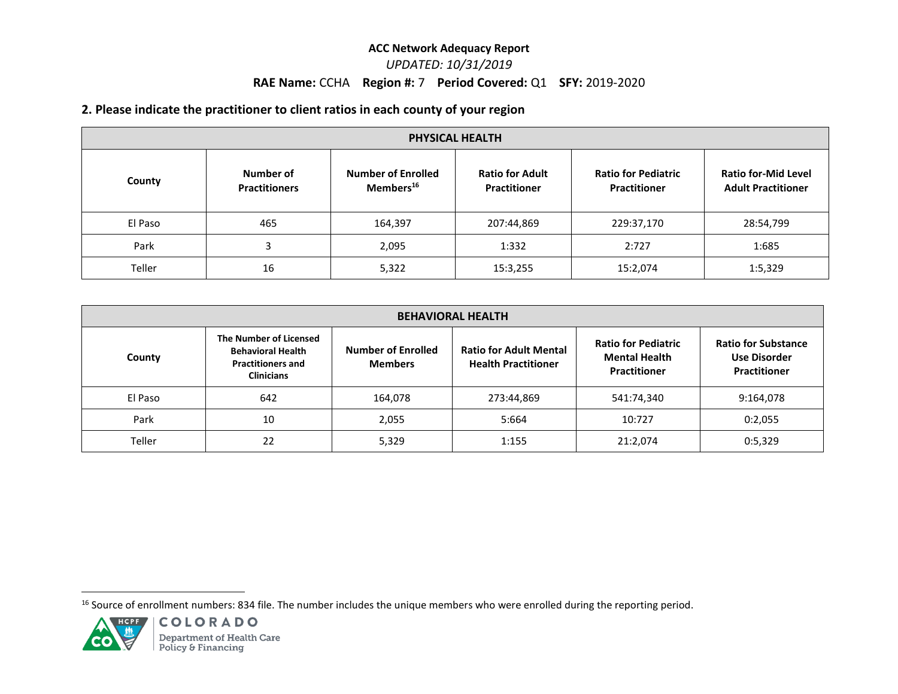**ACC Network Adequacy Report**

*UPDATED: 10/31/2019*

**RAE Name:** CCHA **Region #:** 7 **Period Covered:** Q1 **SFY:** 2019-2020

## 2. Please indicate the practitioner to client ratios in each county of your region

| PHYSICAL HEALTH | | | | | |
|---|---|---|---|---|---|
| **County** | **Number of Practitioners** | **Number of Enrolled Members**[16] | **Ratio for Adult Practitioner** | **Ratio for Pediatric Practitioner** | **Ratio for-Mid Level Adult Practitioner** |
| El Paso | 465 | 164,397 | 207:44,869 | 229:37,170 | 28:54,799 |
| Park | 3 | 2,095 | 1:332 | 2:727 | 1:685 |
| Teller | 16 | 5,322 | 15:3,255 | 15:2,074 | 1:5,329 |

| BEHAVIORAL HEALTH | | | | | |
|---|---|---|---|---|---|
| **County** | **The Number of Licensed Behavioral Health Practitioners and Clinicians** | **Number of Enrolled Members** | **Ratio for Adult Mental Health Practitioner** | **Ratio for Pediatric Mental Health Practitioner** | **Ratio for Substance Use Disorder Practitioner** |
| El Paso | 642 | 164,078 | 273:44,869 | 541:74,340 | 9:164,078 |
| Park | 10 | 2,055 | 5:664 | 10:727 | 0:2,055 |
| Teller | 22 | 5,329 | 1:155 | 21:2,074 | 0:5,329 |

[16] Source of enrollment numbers: 834 file. The number includes the unique members who were enrolled during the reporting period.